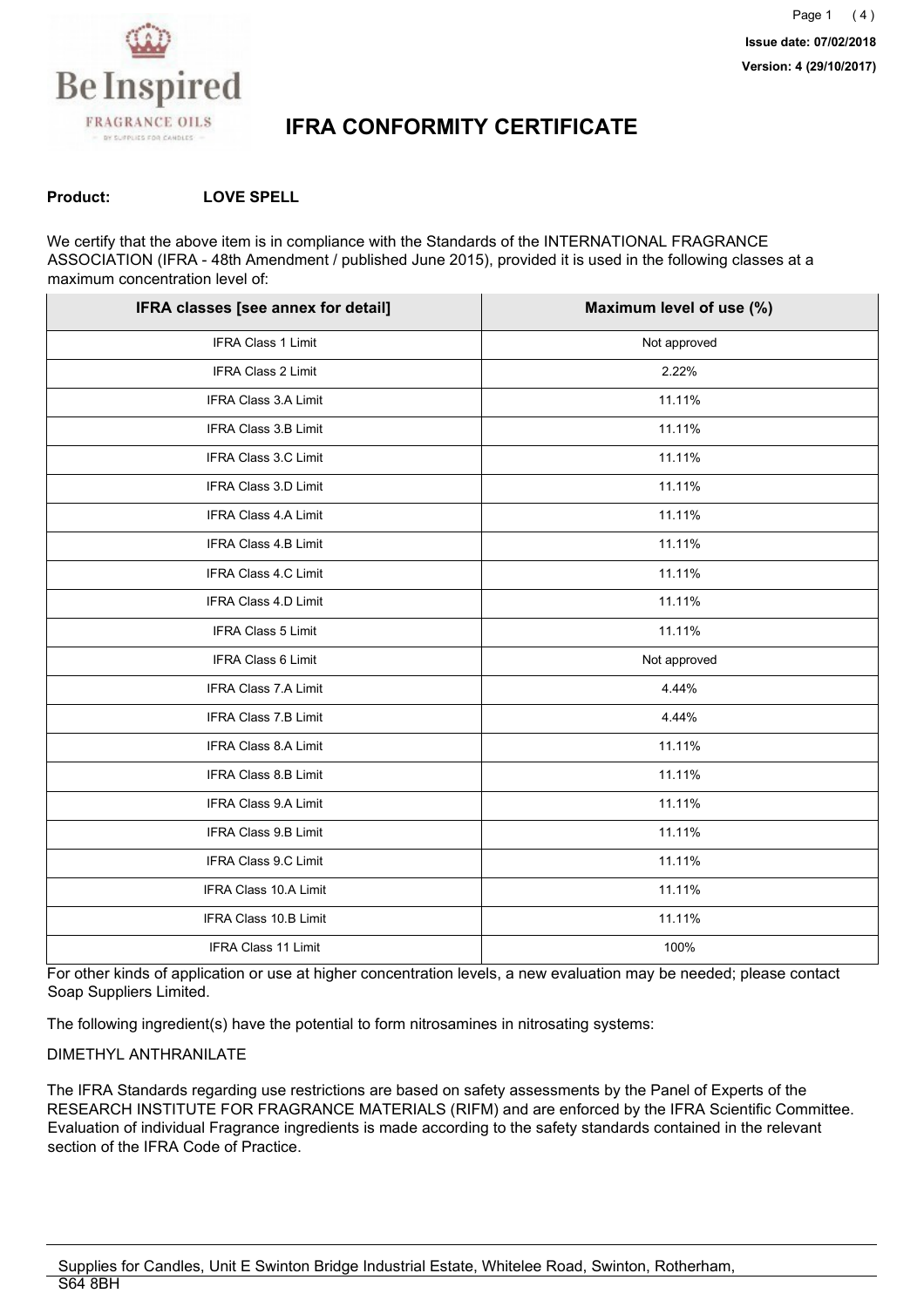Issue date: 07/02/2018

Version: 4 (29/10/2017)

# IFRA CONFORMITY CERTIFICATE

**Product:** **LOVE SPELL**

We certify that the above item is in compliance with the Standards of the INTERNATIONAL FRAGRANCE ASSOCIATION (IFRA - 48th Amendment / published June 2015), provided it is used in the following classes at a maximum concentration level of:

| IFRA classes [see annex for detail] | Maximum level of use (%) |
|---|---|
| IFRA Class 1 Limit | Not approved |
| IFRA Class 2 Limit | 2.22% |
| IFRA Class 3.A Limit | 11.11% |
| IFRA Class 3.B Limit | 11.11% |
| IFRA Class 3.C Limit | 11.11% |
| IFRA Class 3.D Limit | 11.11% |
| IFRA Class 4.A Limit | 11.11% |
| IFRA Class 4.B Limit | 11.11% |
| IFRA Class 4.C Limit | 11.11% |
| IFRA Class 4.D Limit | 11.11% |
| IFRA Class 5 Limit | 11.11% |
| IFRA Class 6 Limit | Not approved |
| IFRA Class 7.A Limit | 4.44% |
| IFRA Class 7.B Limit | 4.44% |
| IFRA Class 8.A Limit | 11.11% |
| IFRA Class 8.B Limit | 11.11% |
| IFRA Class 9.A Limit | 11.11% |
| IFRA Class 9.B Limit | 11.11% |
| IFRA Class 9.C Limit | 11.11% |
| IFRA Class 10.A Limit | 11.11% |
| IFRA Class 10.B Limit | 11.11% |
| IFRA Class 11 Limit | 100% |

For other kinds of application or use at higher concentration levels, a new evaluation may be needed; please contact Soap Suppliers Limited.

The following ingredient(s) have the potential to form nitrosamines in nitrosating systems:

DIMETHYL ANTHRANILATE

The IFRA Standards regarding use restrictions are based on safety assessments by the Panel of Experts of the RESEARCH INSTITUTE FOR FRAGRANCE MATERIALS (RIFM) and are enforced by the IFRA Scientific Committee. Evaluation of individual Fragrance ingredients is made according to the safety standards contained in the relevant section of the IFRA Code of Practice.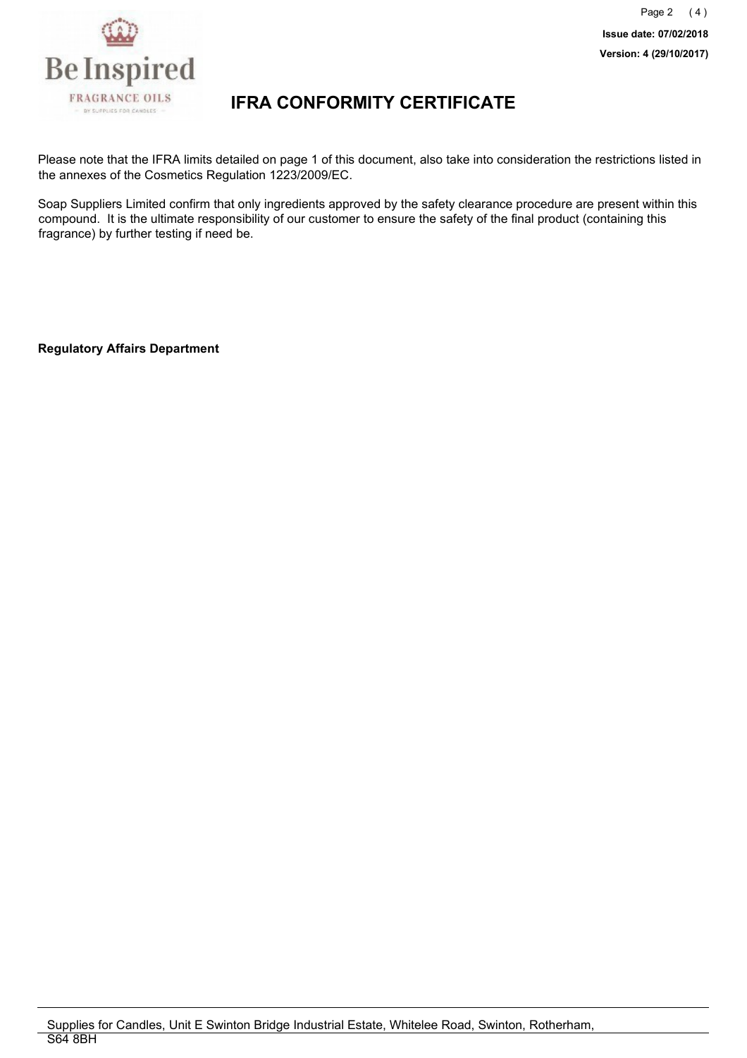# IFRA CONFORMITY CERTIFICATE

Please note that the IFRA limits detailed on page 1 of this document, also take into consideration the restrictions listed in the annexes of the Cosmetics Regulation 1223/2009/EC.

Soap Suppliers Limited confirm that only ingredients approved by the safety clearance procedure are present within this compound. It is the ultimate responsibility of our customer to ensure the safety of the final product (containing this fragrance) by further testing if need be.

**Regulatory Affairs Department**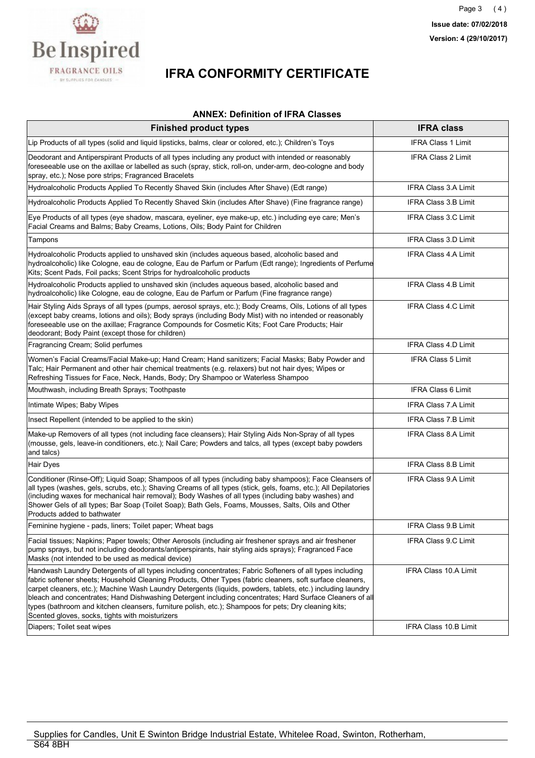# IFRA CONFORMITY CERTIFICATE

Issue date: 07/02/2018
Version: 4 (29/10/2017)

### ANNEX: Definition of IFRA Classes

| Finished product types | IFRA class |
|---|---|
| Lip Products of all types (solid and liquid lipsticks, balms, clear or colored, etc.); Children's Toys | IFRA Class 1 Limit |
| Deodorant and Antiperspirant Products of all types including any product with intended or reasonably foreseeable use on the axillae or labelled as such (spray, stick, roll-on, under-arm, deo-cologne and body spray, etc.); Nose pore strips; Fragranced Bracelets | IFRA Class 2 Limit |
| Hydroalcoholic Products Applied To Recently Shaved Skin (includes After Shave) (Edt range) | IFRA Class 3.A Limit |
| Hydroalcoholic Products Applied To Recently Shaved Skin (includes After Shave) (Fine fragrance range) | IFRA Class 3.B Limit |
| Eye Products of all types (eye shadow, mascara, eyeliner, eye make-up, etc.) including eye care; Men's Facial Creams and Balms; Baby Creams, Lotions, Oils; Body Paint for Children | IFRA Class 3.C Limit |
| Tampons | IFRA Class 3.D Limit |
| Hydroalcoholic Products applied to unshaved skin (includes aqueous based, alcoholic based and hydroalcoholic) like Cologne, eau de cologne, Eau de Parfum or Parfum (Edt range); Ingredients of Perfume Kits; Scent Pads, Foil packs; Scent Strips for hydroalcoholic products | IFRA Class 4.A Limit |
| Hydroalcoholic Products applied to unshaved skin (includes aqueous based, alcoholic based and hydroalcoholic) like Cologne, eau de cologne, Eau de Parfum or Parfum (Fine fragrance range) | IFRA Class 4.B Limit |
| Hair Styling Aids Sprays of all types (pumps, aerosol sprays, etc.); Body Creams, Oils, Lotions of all types (except baby creams, lotions and oils); Body sprays (including Body Mist) with no intended or reasonably foreseeable use on the axillae; Fragrance Compounds for Cosmetic Kits; Foot Care Products; Hair deodorant; Body Paint (except those for children) | IFRA Class 4.C Limit |
| Fragrancing Cream; Solid perfumes | IFRA Class 4.D Limit |
| Women's Facial Creams/Facial Make-up; Hand Cream; Hand sanitizers; Facial Masks; Baby Powder and Talc; Hair Permanent and other hair chemical treatments (e.g. relaxers) but not hair dyes; Wipes or Refreshing Tissues for Face, Neck, Hands, Body; Dry Shampoo or Waterless Shampoo | IFRA Class 5 Limit |
| Mouthwash, including Breath Sprays; Toothpaste | IFRA Class 6 Limit |
| Intimate Wipes; Baby Wipes | IFRA Class 7.A Limit |
| Insect Repellent (intended to be applied to the skin) | IFRA Class 7.B Limit |
| Make-up Removers of all types (not including face cleansers); Hair Styling Aids Non-Spray of all types (mousse, gels, leave-in conditioners, etc.); Nail Care; Powders and talcs, all types (except baby powders and talcs) | IFRA Class 8.A Limit |
| Hair Dyes | IFRA Class 8.B Limit |
| Conditioner (Rinse-Off); Liquid Soap; Shampoos of all types (including baby shampoos); Face Cleansers of all types (washes, gels, scrubs, etc.); Shaving Creams of all types (stick, gels, foams, etc.); All Depilatories (including waxes for mechanical hair removal); Body Washes of all types (including baby washes) and Shower Gels of all types; Bar Soap (Toilet Soap); Bath Gels, Foams, Mousses, Salts, Oils and Other Products added to bathwater | IFRA Class 9.A Limit |
| Feminine hygiene - pads, liners; Toilet paper; Wheat bags | IFRA Class 9.B Limit |
| Facial tissues; Napkins; Paper towels; Other Aerosols (including air freshener sprays and air freshener pump sprays, but not including deodorants/antiperspirants, hair styling aids sprays); Fragranced Face Masks (not intended to be used as medical device) | IFRA Class 9.C Limit |
| Handwash Laundry Detergents of all types including concentrates; Fabric Softeners of all types including fabric softener sheets; Household Cleaning Products, Other Types (fabric cleaners, soft surface cleaners, carpet cleaners, etc.); Machine Wash Laundry Detergents (liquids, powders, tablets, etc.) including laundry bleach and concentrates; Hand Dishwashing Detergent including concentrates; Hard Surface Cleaners of all types (bathroom and kitchen cleansers, furniture polish, etc.); Shampoos for pets; Dry cleaning kits; Scented gloves, socks, tights with moisturizers | IFRA Class 10.A Limit |
| Diapers; Toilet seat wipes | IFRA Class 10.B Limit |

Supplies for Candles, Unit E Swinton Bridge Industrial Estate, Whitelee Road, Swinton, Rotherham, S64 8BH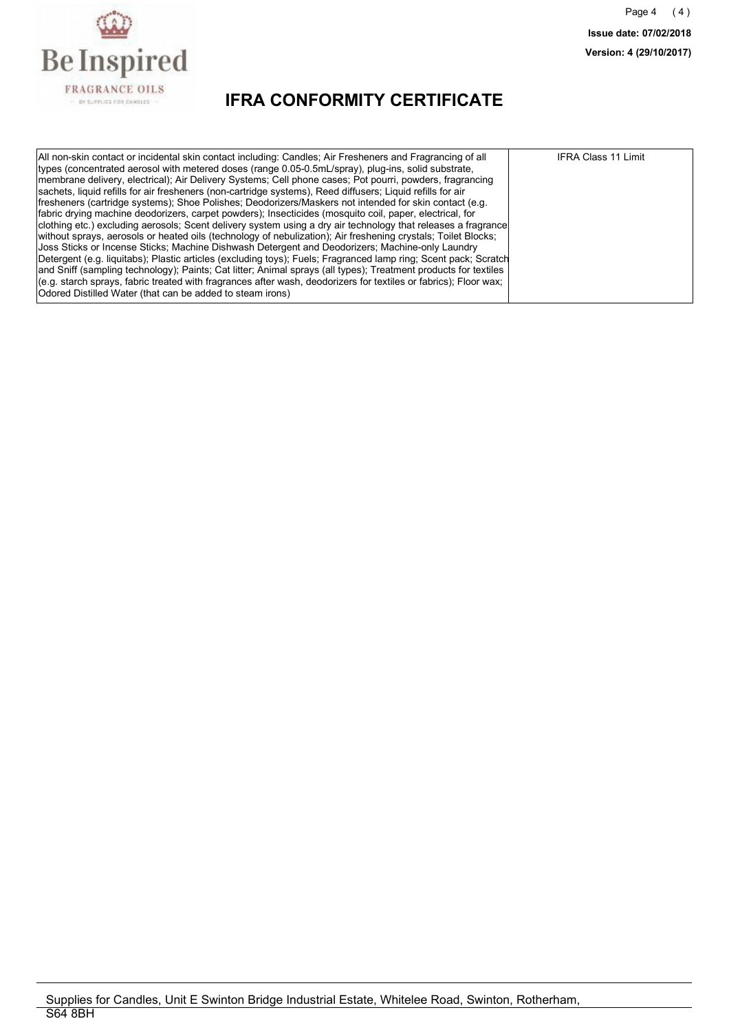# IFRA CONFORMITY CERTIFICATE

| | |
|---|---|
| All non-skin contact or incidental skin contact including: Candles; Air Fresheners and Fragrancing of all types (concentrated aerosol with metered doses (range 0.05-0.5mL/spray), plug-ins, solid substrate, membrane delivery, electrical); Air Delivery Systems; Cell phone cases; Pot pourri, powders, fragrancing sachets, liquid refills for air fresheners (non-cartridge systems), Reed diffusers; Liquid refills for air fresheners (cartridge systems); Shoe Polishes; Deodorizers/Maskers not intended for skin contact (e.g. fabric drying machine deodorizers, carpet powders); Insecticides (mosquito coil, paper, electrical, for clothing etc.) excluding aerosols; Scent delivery system using a dry air technology that releases a fragrance without sprays, aerosols or heated oils (technology of nebulization); Air freshening crystals; Toilet Blocks; Joss Sticks or Incense Sticks; Machine Dishwash Detergent and Deodorizers; Machine-only Laundry Detergent (e.g. liquitabs); Plastic articles (excluding toys); Fuels; Fragranced lamp ring; Scent pack; Scratch and Sniff (sampling technology); Paints; Cat litter; Animal sprays (all types); Treatment products for textiles (e.g. starch sprays, fabric treated with fragrances after wash, deodorizers for textiles or fabrics); Floor wax; Odored Distilled Water (that can be added to steam irons) | IFRA Class 11 Limit |